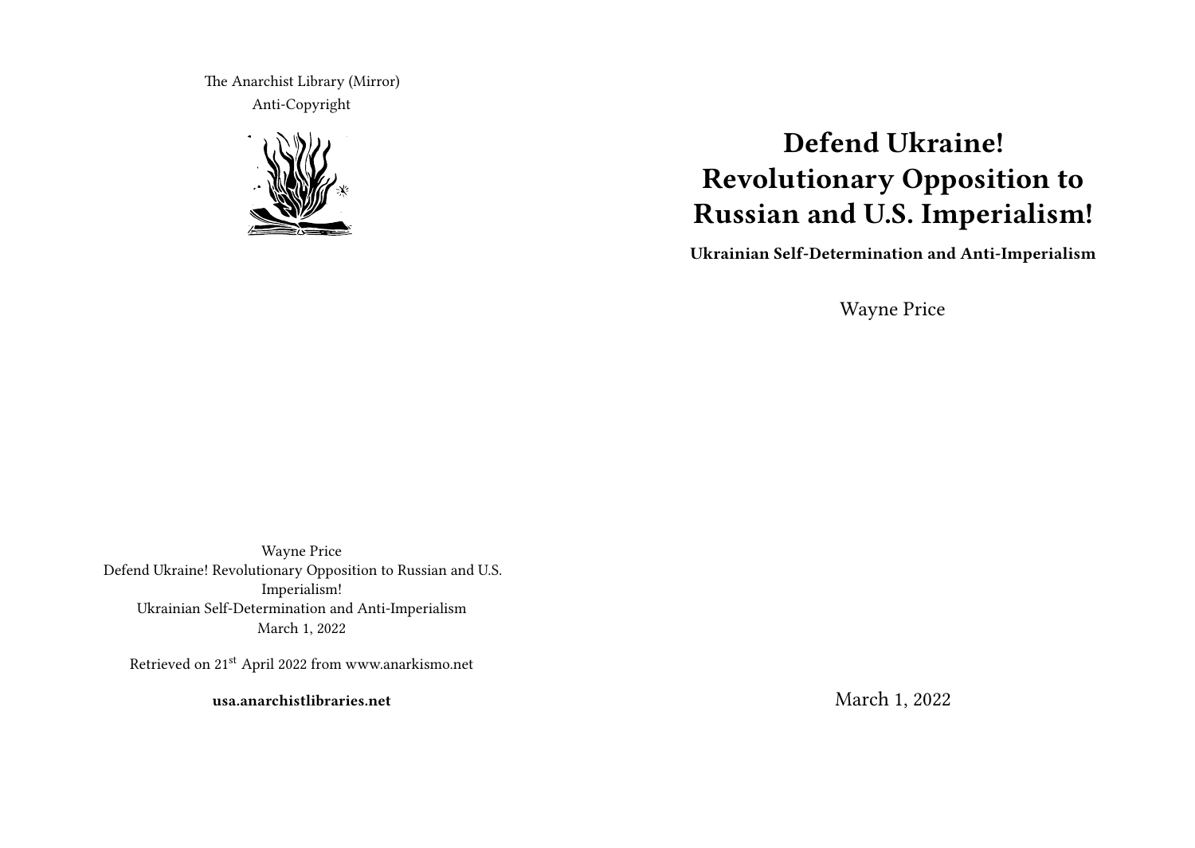# Defend Ukraine! Revolutionary Opposition to Russian and U.S. Imperialism!

**Ukrainian Self-Determination and Anti-Imperialism**

Wayne Price

March 1, 2022

The Anarchist Library (Mirror)
Anti-Copyright

Wayne Price
Defend Ukraine! Revolutionary Opposition to Russian and U.S. Imperialism!
Ukrainian Self-Determination and Anti-Imperialism
March 1, 2022

Retrieved on 21st April 2022 from www.anarkismo.net

**usa.anarchistlibraries.net**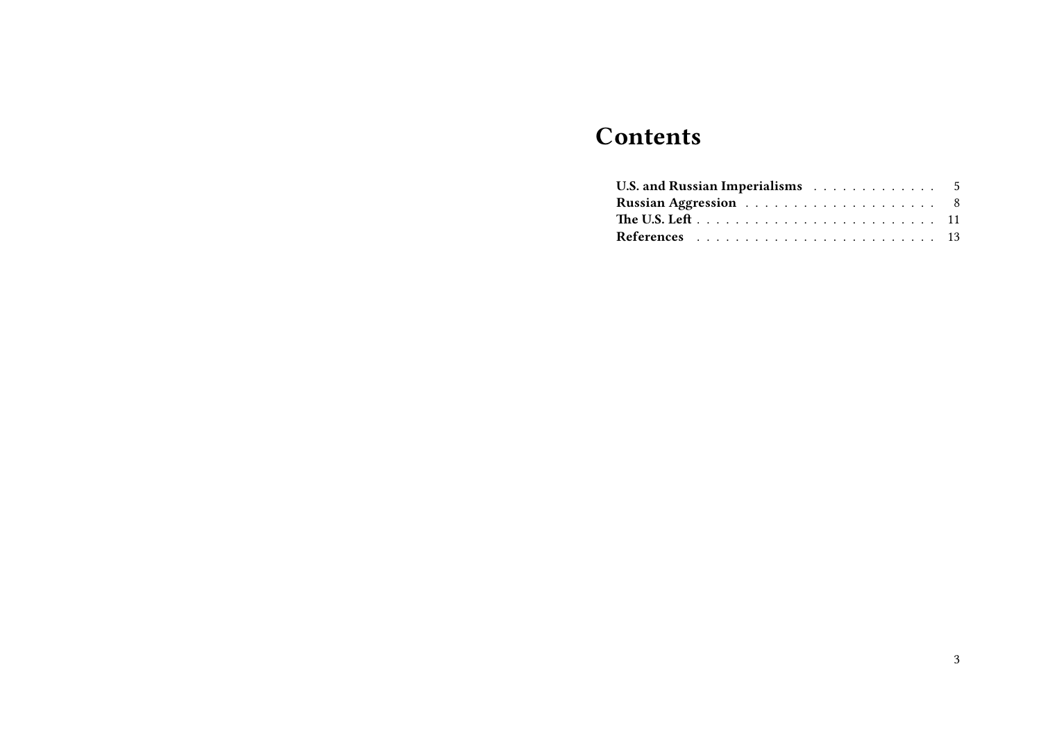# Contents

**U.S. and Russian Imperialisms** . . . . . . . . . . . . . 5
**Russian Aggression** . . . . . . . . . . . . . . . . . . . 8
**The U.S. Left** . . . . . . . . . . . . . . . . . . . . . . . 11
**References** . . . . . . . . . . . . . . . . . . . . . . . 13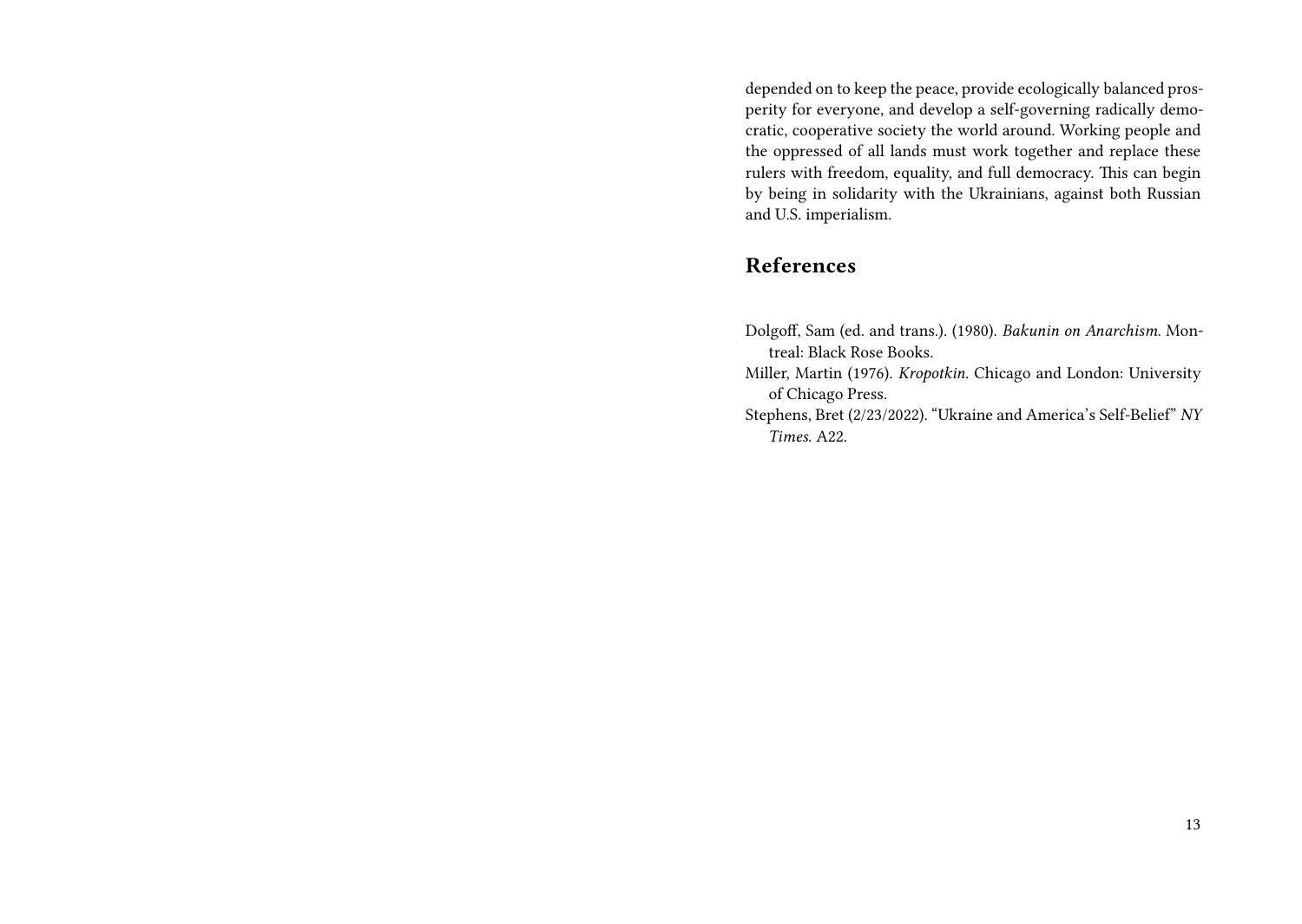depended on to keep the peace, provide ecologically balanced prosperity for everyone, and develop a self-governing radically democratic, cooperative society the world around. Working people and the oppressed of all lands must work together and replace these rulers with freedom, equality, and full democracy. This can begin by being in solidarity with the Ukrainians, against both Russian and U.S. imperialism.

## References

Dolgoff, Sam (ed. and trans.). (1980). *Bakunin on Anarchism*. Montreal: Black Rose Books.

Miller, Martin (1976). *Kropotkin*. Chicago and London: University of Chicago Press.

Stephens, Bret (2/23/2022). "Ukraine and America's Self-Belief" *NY Times*. A22.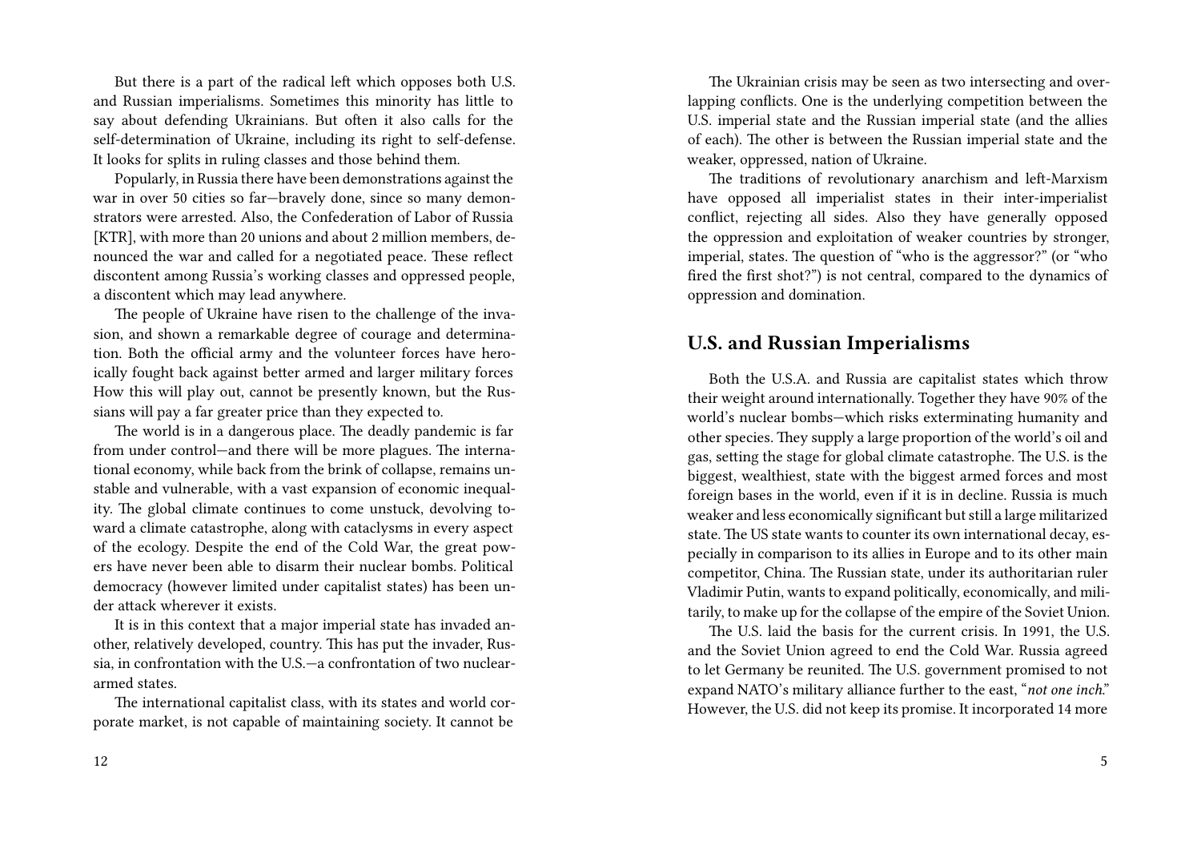But there is a part of the radical left which opposes both U.S. and Russian imperialisms. Sometimes this minority has little to say about defending Ukrainians. But often it also calls for the self-determination of Ukraine, including its right to self-defense. It looks for splits in ruling classes and those behind them.

Popularly, in Russia there have been demonstrations against the war in over 50 cities so far—bravely done, since so many demonstrators were arrested. Also, the Confederation of Labor of Russia [KTR], with more than 20 unions and about 2 million members, denounced the war and called for a negotiated peace. These reflect discontent among Russia's working classes and oppressed people, a discontent which may lead anywhere.

The people of Ukraine have risen to the challenge of the invasion, and shown a remarkable degree of courage and determination. Both the official army and the volunteer forces have heroically fought back against better armed and larger military forces How this will play out, cannot be presently known, but the Russians will pay a far greater price than they expected to.

The world is in a dangerous place. The deadly pandemic is far from under control—and there will be more plagues. The international economy, while back from the brink of collapse, remains unstable and vulnerable, with a vast expansion of economic inequality. The global climate continues to come unstuck, devolving toward a climate catastrophe, along with cataclysms in every aspect of the ecology. Despite the end of the Cold War, the great powers have never been able to disarm their nuclear bombs. Political democracy (however limited under capitalist states) has been under attack wherever it exists.

It is in this context that a major imperial state has invaded another, relatively developed, country. This has put the invader, Russia, in confrontation with the U.S.—a confrontation of two nuclear-armed states.

The international capitalist class, with its states and world corporate market, is not capable of maintaining society. It cannot be

The Ukrainian crisis may be seen as two intersecting and overlapping conflicts. One is the underlying competition between the U.S. imperial state and the Russian imperial state (and the allies of each). The other is between the Russian imperial state and the weaker, oppressed, nation of Ukraine.

The traditions of revolutionary anarchism and left-Marxism have opposed all imperialist states in their inter-imperialist conflict, rejecting all sides. Also they have generally opposed the oppression and exploitation of weaker countries by stronger, imperial, states. The question of "who is the aggressor?" (or "who fired the first shot?") is not central, compared to the dynamics of oppression and domination.

## U.S. and Russian Imperialisms

Both the U.S.A. and Russia are capitalist states which throw their weight around internationally. Together they have 90% of the world's nuclear bombs—which risks exterminating humanity and other species. They supply a large proportion of the world's oil and gas, setting the stage for global climate catastrophe. The U.S. is the biggest, wealthiest, state with the biggest armed forces and most foreign bases in the world, even if it is in decline. Russia is much weaker and less economically significant but still a large militarized state. The US state wants to counter its own international decay, especially in comparison to its allies in Europe and to its other main competitor, China. The Russian state, under its authoritarian ruler Vladimir Putin, wants to expand politically, economically, and militarily, to make up for the collapse of the empire of the Soviet Union.

The U.S. laid the basis for the current crisis. In 1991, the U.S. and the Soviet Union agreed to end the Cold War. Russia agreed to let Germany be reunited. The U.S. government promised to not expand NATO's military alliance further to the east, "*not one inch*." However, the U.S. did not keep its promise. It incorporated 14 more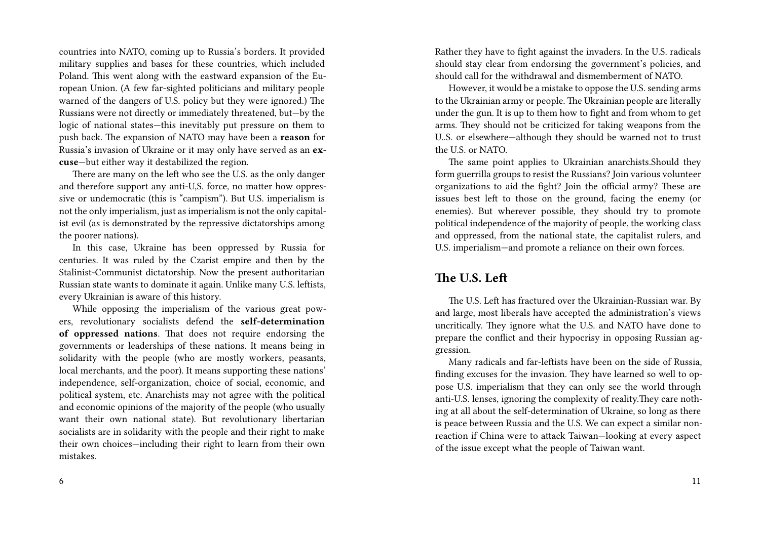countries into NATO, coming up to Russia's borders. It provided military supplies and bases for these countries, which included Poland. This went along with the eastward expansion of the European Union. (A few far-sighted politicians and military people warned of the dangers of U.S. policy but they were ignored.) The Russians were not directly or immediately threatened, but—by the logic of national states—this inevitably put pressure on them to push back. The expansion of NATO may have been a **reason** for Russia's invasion of Ukraine or it may only have served as an **excuse**—but either way it destabilized the region.

There are many on the left who see the U.S. as the only danger and therefore support any anti-U,S. force, no matter how oppressive or undemocratic (this is "campism"). But U.S. imperialism is not the only imperialism, just as imperialism is not the only capitalist evil (as is demonstrated by the repressive dictatorships among the poorer nations).

In this case, Ukraine has been oppressed by Russia for centuries. It was ruled by the Czarist empire and then by the Stalinist-Communist dictatorship. Now the present authoritarian Russian state wants to dominate it again. Unlike many U.S. leftists, every Ukrainian is aware of this history.

While opposing the imperialism of the various great powers, revolutionary socialists defend the **self-determination of oppressed nations**. That does not require endorsing the governments or leaderships of these nations. It means being in solidarity with the people (who are mostly workers, peasants, local merchants, and the poor). It means supporting these nations' independence, self-organization, choice of social, economic, and political system, etc. Anarchists may not agree with the political and economic opinions of the majority of the people (who usually want their own national state). But revolutionary libertarian socialists are in solidarity with the people and their right to make their own choices—including their right to learn from their own mistakes.

Rather they have to fight against the invaders. In the U.S. radicals should stay clear from endorsing the government's policies, and should call for the withdrawal and dismemberment of NATO.

However, it would be a mistake to oppose the U.S. sending arms to the Ukrainian army or people. The Ukrainian people are literally under the gun. It is up to them how to fight and from whom to get arms. They should not be criticized for taking weapons from the U..S. or elsewhere—although they should be warned not to trust the U.S. or NATO.

The same point applies to Ukrainian anarchists.Should they form guerrilla groups to resist the Russians? Join various volunteer organizations to aid the fight? Join the official army? These are issues best left to those on the ground, facing the enemy (or enemies). But wherever possible, they should try to promote political independence of the majority of people, the working class and oppressed, from the national state, the capitalist rulers, and U.S. imperialism—and promote a reliance on their own forces.

## The U.S. Left

The U.S. Left has fractured over the Ukrainian-Russian war. By and large, most liberals have accepted the administration's views uncritically. They ignore what the U.S. and NATO have done to prepare the conflict and their hypocrisy in opposing Russian aggression.

Many radicals and far-leftists have been on the side of Russia, finding excuses for the invasion. They have learned so well to oppose U.S. imperialism that they can only see the world through anti-U.S. lenses, ignoring the complexity of reality.They care nothing at all about the self-determination of Ukraine, so long as there is peace between Russia and the U.S. We can expect a similar non-reaction if China were to attack Taiwan—looking at every aspect of the issue except what the people of Taiwan want.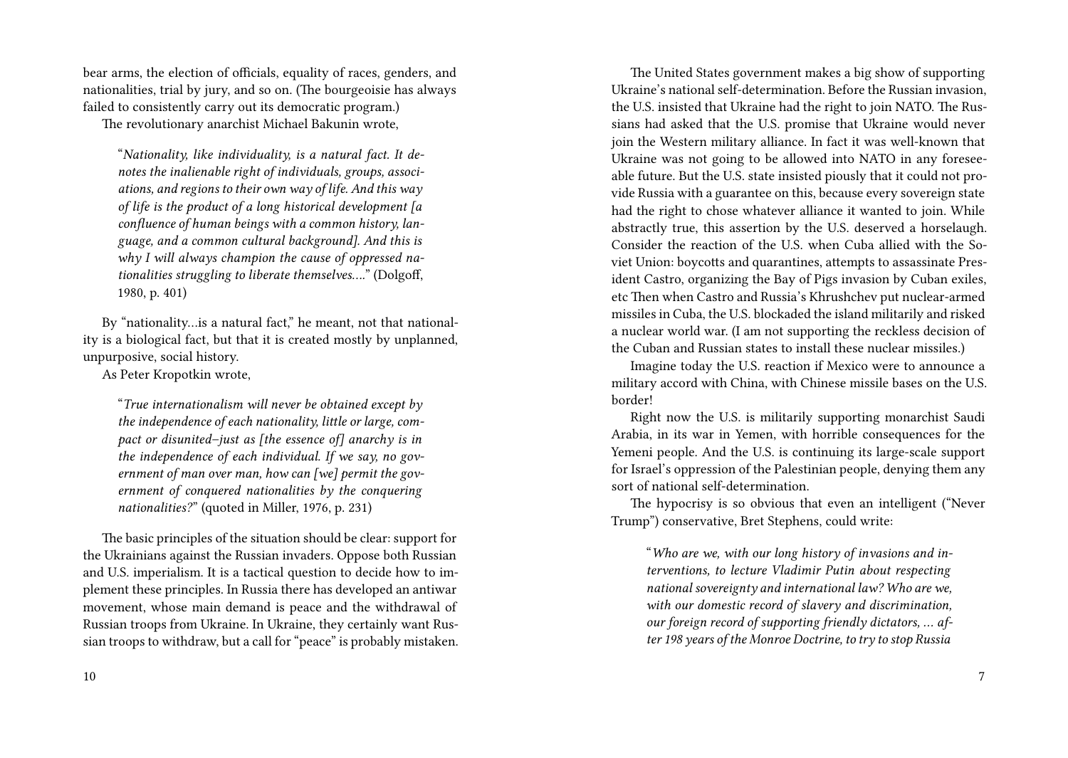bear arms, the election of officials, equality of races, genders, and nationalities, trial by jury, and so on. (The bourgeoisie has always failed to consistently carry out its democratic program.)

The revolutionary anarchist Michael Bakunin wrote,

> "*Nationality, like individuality, is a natural fact. It denotes the inalienable right of individuals, groups, associations, and regions to their own way of life. And this way of life is the product of a long historical development [a confluence of human beings with a common history, language, and a common cultural background]. And this is why I will always champion the cause of oppressed nationalities struggling to liberate themselves….*" (Dolgoff, 1980, p. 401)

By "nationality…is a natural fact," he meant, not that nationality is a biological fact, but that it is created mostly by unplanned, unpurposive, social history.

As Peter Kropotkin wrote,

> "*True internationalism will never be obtained except by the independence of each nationality, little or large, compact or disunited–just as [the essence of] anarchy is in the independence of each individual. If we say, no government of man over man, how can [we] permit the government of conquered nationalities by the conquering nationalities?*" (quoted in Miller, 1976, p. 231)

The basic principles of the situation should be clear: support for the Ukrainians against the Russian invaders. Oppose both Russian and U.S. imperialism. It is a tactical question to decide how to implement these principles. In Russia there has developed an antiwar movement, whose main demand is peace and the withdrawal of Russian troops from Ukraine. In Ukraine, they certainly want Russian troops to withdraw, but a call for "peace" is probably mistaken.

The United States government makes a big show of supporting Ukraine's national self-determination. Before the Russian invasion, the U.S. insisted that Ukraine had the right to join NATO. The Russians had asked that the U.S. promise that Ukraine would never join the Western military alliance. In fact it was well-known that Ukraine was not going to be allowed into NATO in any foreseeable future. But the U.S. state insisted piously that it could not provide Russia with a guarantee on this, because every sovereign state had the right to chose whatever alliance it wanted to join. While abstractly true, this assertion by the U.S. deserved a horselaugh. Consider the reaction of the U.S. when Cuba allied with the Soviet Union: boycotts and quarantines, attempts to assassinate President Castro, organizing the Bay of Pigs invasion by Cuban exiles, etc Then when Castro and Russia's Khrushchev put nuclear-armed missiles in Cuba, the U.S. blockaded the island militarily and risked a nuclear world war. (I am not supporting the reckless decision of the Cuban and Russian states to install these nuclear missiles.)

Imagine today the U.S. reaction if Mexico were to announce a military accord with China, with Chinese missile bases on the U.S. border!

Right now the U.S. is militarily supporting monarchist Saudi Arabia, in its war in Yemen, with horrible consequences for the Yemeni people. And the U.S. is continuing its large-scale support for Israel's oppression of the Palestinian people, denying them any sort of national self-determination.

The hypocrisy is so obvious that even an intelligent ("Never Trump") conservative, Bret Stephens, could write:

> "*Who are we, with our long history of invasions and interventions, to lecture Vladimir Putin about respecting national sovereignty and international law? Who are we, with our domestic record of slavery and discrimination, our foreign record of supporting friendly dictators, … after 198 years of the Monroe Doctrine, to try to stop Russia*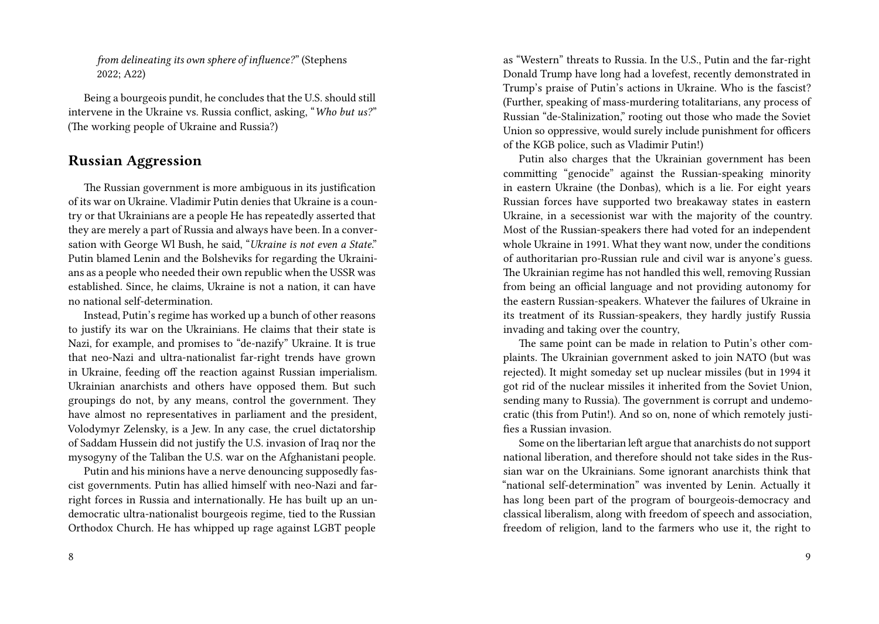*from delineating its own sphere of influence?*" (Stephens 2022; A22)

Being a bourgeois pundit, he concludes that the U.S. should still intervene in the Ukraine vs. Russia conflict, asking, "*Who but us?*" (The working people of Ukraine and Russia?)

## Russian Aggression

The Russian government is more ambiguous in its justification of its war on Ukraine. Vladimir Putin denies that Ukraine is a country or that Ukrainians are a people He has repeatedly asserted that they are merely a part of Russia and always have been. In a conversation with George Wl Bush, he said, "*Ukraine is not even a State*." Putin blamed Lenin and the Bolsheviks for regarding the Ukrainians as a people who needed their own republic when the USSR was established. Since, he claims, Ukraine is not a nation, it can have no national self-determination.

Instead, Putin's regime has worked up a bunch of other reasons to justify its war on the Ukrainians. He claims that their state is Nazi, for example, and promises to "de-nazify" Ukraine. It is true that neo-Nazi and ultra-nationalist far-right trends have grown in Ukraine, feeding off the reaction against Russian imperialism. Ukrainian anarchists and others have opposed them. But such groupings do not, by any means, control the government. They have almost no representatives in parliament and the president, Volodymyr Zelensky, is a Jew. In any case, the cruel dictatorship of Saddam Hussein did not justify the U.S. invasion of Iraq nor the mysogyny of the Taliban the U.S. war on the Afghanistani people.

Putin and his minions have a nerve denouncing supposedly fascist governments. Putin has allied himself with neo-Nazi and far-right forces in Russia and internationally. He has built up an undemocratic ultra-nationalist bourgeois regime, tied to the Russian Orthodox Church. He has whipped up rage against LGBT people as "Western" threats to Russia. In the U.S., Putin and the far-right Donald Trump have long had a lovefest, recently demonstrated in Trump's praise of Putin's actions in Ukraine. Who is the fascist? (Further, speaking of mass-murdering totalitarians, any process of Russian "de-Stalinization," rooting out those who made the Soviet Union so oppressive, would surely include punishment for officers of the KGB police, such as Vladimir Putin!)

Putin also charges that the Ukrainian government has been committing "genocide" against the Russian-speaking minority in eastern Ukraine (the Donbas), which is a lie. For eight years Russian forces have supported two breakaway states in eastern Ukraine, in a secessionist war with the majority of the country. Most of the Russian-speakers there had voted for an independent whole Ukraine in 1991. What they want now, under the conditions of authoritarian pro-Russian rule and civil war is anyone's guess. The Ukrainian regime has not handled this well, removing Russian from being an official language and not providing autonomy for the eastern Russian-speakers. Whatever the failures of Ukraine in its treatment of its Russian-speakers, they hardly justify Russia invading and taking over the country,

The same point can be made in relation to Putin's other complaints. The Ukrainian government asked to join NATO (but was rejected). It might someday set up nuclear missiles (but in 1994 it got rid of the nuclear missiles it inherited from the Soviet Union, sending many to Russia). The government is corrupt and undemocratic (this from Putin!). And so on, none of which remotely justifies a Russian invasion.

Some on the libertarian left argue that anarchists do not support national liberation, and therefore should not take sides in the Russian war on the Ukrainians. Some ignorant anarchists think that "national self-determination" was invented by Lenin. Actually it has long been part of the program of bourgeois-democracy and classical liberalism, along with freedom of speech and association, freedom of religion, land to the farmers who use it, the right to